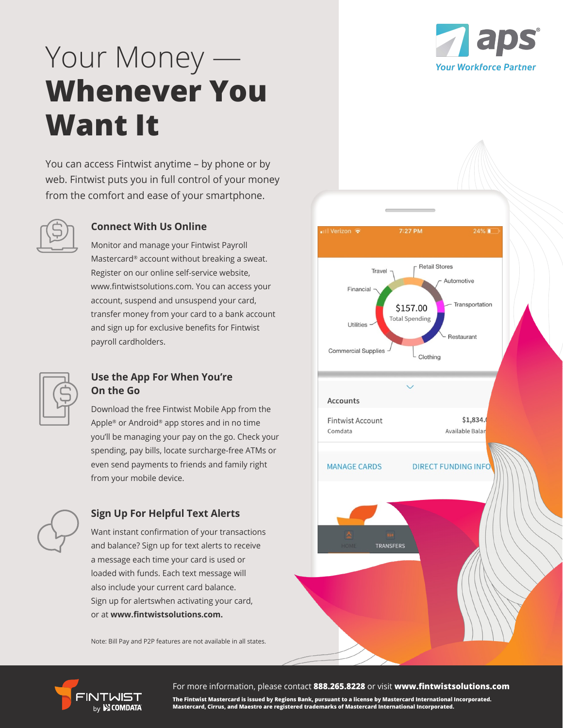# Your Money — **Whenever You Want It**

You can access Fintwist anytime – by phone or by web. Fintwist puts you in full control of your money from the comfort and ease of your smartphone.

### Connect With Us Online

Monitor and manage your Fintwist Payroll Mastercard® account without breaking a sweat. Register on our online self-service website, www.fintwistsolutions.com. You can access your account, suspend and unsuspend your card, transfer money from your card to a bank account and sign up for exclusive benefits for Fintwist payroll cardholders.

### Use the App For When You're On the Go

Download the free Fintwist Mobile App from the Apple® or Android® app stores and in no time you'll be managing your pay on the go. Check your spending, pay bills, locate surcharge-free ATMs or even send payments to friends and family right from your mobile device.

### Sign Up For Helpful Text Alerts

Want instant confirmation of your transactions and balance? Sign up for text alerts to receive a message each time your card is used or loaded with funds. Each text message will also include your current card balance. Sign up for alertswhen activating your card, or at **www.fintwistsolutions.com.**

Note: Bill Pay and P2P features are not available in all states.

For more information, please contact **888.265.8228** or visit **www.fintwistsolutions.com**

**The Fintwist Mastercard is issued by Regions Bank, pursuant to a license by Mastercard International Incorporated. Mastercard, Cirrus, and Maestro are registered trademarks of Mastercard International Incorporated.**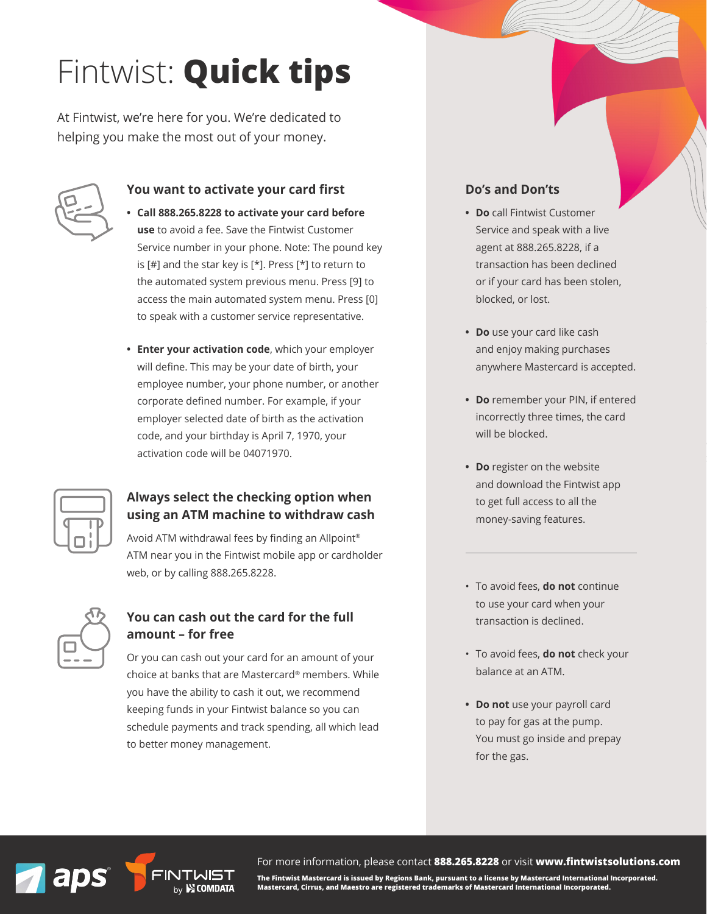# Fintwist: **Quick tips**

At Fintwist, we're here for you. We're dedicated to helping you make the most out of your money.

### You want to activate your card first

- **Call 888.265.8228 to activate your card before use** to avoid a fee. Save the Fintwist Customer Service number in your phone. Note: The pound key is [#] and the star key is [*]. Press [*] to return to the automated system previous menu. Press [9] to access the main automated system menu. Press [0] to speak with a customer service representative.

- **Enter your activation code**, which your employer will define. This may be your date of birth, your employee number, your phone number, or another corporate defined number. For example, if your employer selected date of birth as the activation code, and your birthday is April 7, 1970, your activation code will be 04071970.

### Always select the checking option when using an ATM machine to withdraw cash

Avoid ATM withdrawal fees by finding an Allpoint® ATM near you in the Fintwist mobile app or cardholder web, or by calling 888.265.8228.

### You can cash out the card for the full amount – for free

Or you can cash out your card for an amount of your choice at banks that are Mastercard® members. While you have the ability to cash it out, we recommend keeping funds in your Fintwist balance so you can schedule payments and track spending, all which lead to better money management.

### Do's and Don'ts

- **Do** call Fintwist Customer Service and speak with a live agent at 888.265.8228, if a transaction has been declined or if your card has been stolen, blocked, or lost.

- **Do** use your card like cash and enjoy making purchases anywhere Mastercard is accepted.

- **Do** remember your PIN, if entered incorrectly three times, the card will be blocked.

- **Do** register on the website and download the Fintwist app to get full access to all the money-saving features.

---

- To avoid fees, **do not** continue to use your card when your transaction is declined.

- To avoid fees, **do not** check your balance at an ATM.

- **Do not** use your payroll card to pay for gas at the pump. You must go inside and prepay for the gas.

aps® FINTWIST by COMDATA

For more information, please contact **888.265.8228** or visit **www.fintwistsolutions.com**

**The Fintwist Mastercard is issued by Regions Bank, pursuant to a license by Mastercard International Incorporated. Mastercard, Cirrus, and Maestro are registered trademarks of Mastercard International Incorporated.**